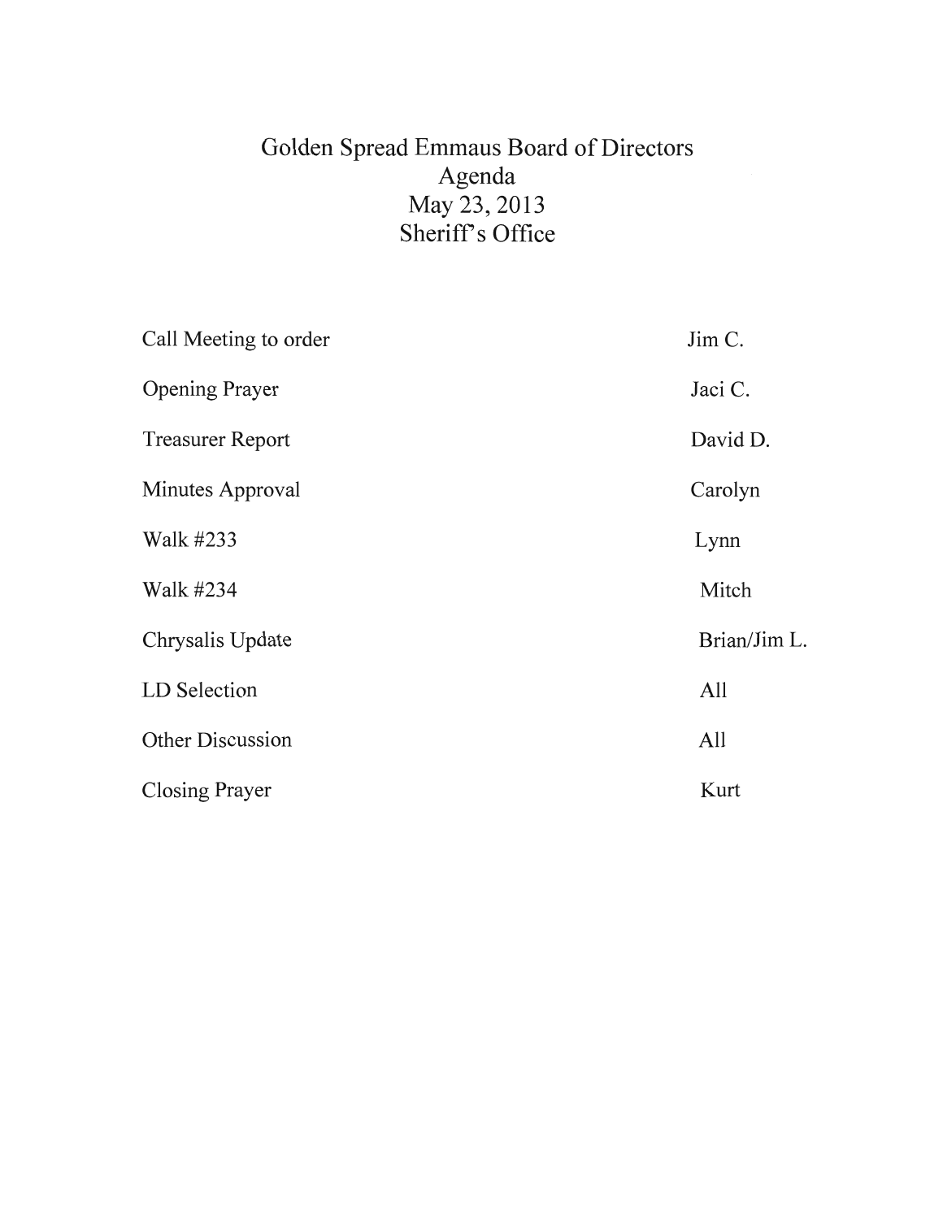# Golden Spread Emmaus Board of Directors

## Agenda

## May 23, 2013

## Sheriff's Office

| | |
|---|---|
| Call Meeting to order | Jim C. |
| Opening Prayer | Jaci C. |
| Treasurer Report | David D. |
| Minutes Approval | Carolyn |
| Walk #233 | Lynn |
| Walk #234 | Mitch |
| Chrysalis Update | Brian/Jim L. |
| LD Selection | All |
| Other Discussion | All |
| Closing Prayer | Kurt |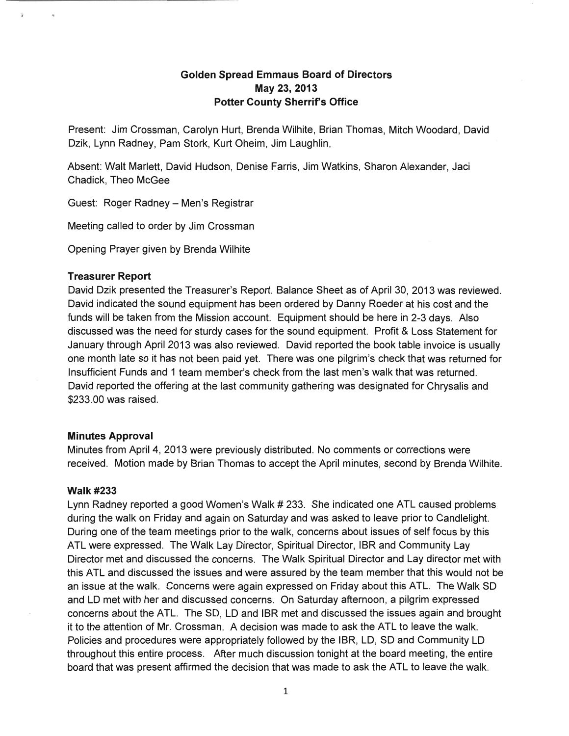# Golden Spread Emmaus Board of Directors
# May 23, 2013
# Potter County Sherrif's Office

Present: Jim Crossman, Carolyn Hurt, Brenda Wilhite, Brian Thomas, Mitch Woodard, David Dzik, Lynn Radney, Pam Stork, Kurt Oheim, Jim Laughlin,

Absent: Walt Marlett, David Hudson, Denise Farris, Jim Watkins, Sharon Alexander, Jaci Chadick, Theo McGee

Guest: Roger Radney – Men's Registrar

Meeting called to order by Jim Crossman

Opening Prayer given by Brenda Wilhite

### Treasurer Report

David Dzik presented the Treasurer's Report. Balance Sheet as of April 30, 2013 was reviewed. David indicated the sound equipment has been ordered by Danny Roeder at his cost and the funds will be taken from the Mission account. Equipment should be here in 2-3 days. Also discussed was the need for sturdy cases for the sound equipment. Profit & Loss Statement for January through April 2013 was also reviewed. David reported the book table invoice is usually one month late so it has not been paid yet. There was one pilgrim's check that was returned for Insufficient Funds and 1 team member's check from the last men's walk that was returned. David reported the offering at the last community gathering was designated for Chrysalis and $233.00 was raised.

### Minutes Approval

Minutes from April 4, 2013 were previously distributed. No comments or corrections were received. Motion made by Brian Thomas to accept the April minutes, second by Brenda Wilhite.

### Walk #233

Lynn Radney reported a good Women's Walk # 233. She indicated one ATL caused problems during the walk on Friday and again on Saturday and was asked to leave prior to Candlelight. During one of the team meetings prior to the walk, concerns about issues of self focus by this ATL were expressed. The Walk Lay Director, Spiritual Director, IBR and Community Lay Director met and discussed the concerns. The Walk Spiritual Director and Lay director met with this ATL and discussed the issues and were assured by the team member that this would not be an issue at the walk. Concerns were again expressed on Friday about this ATL. The Walk SD and LD met with her and discussed concerns. On Saturday afternoon, a pilgrim expressed concerns about the ATL. The SD, LD and IBR met and discussed the issues again and brought it to the attention of Mr. Crossman. A decision was made to ask the ATL to leave the walk. Policies and procedures were appropriately followed by the IBR, LD, SD and Community LD throughout this entire process. After much discussion tonight at the board meeting, the entire board that was present affirmed the decision that was made to ask the ATL to leave the walk.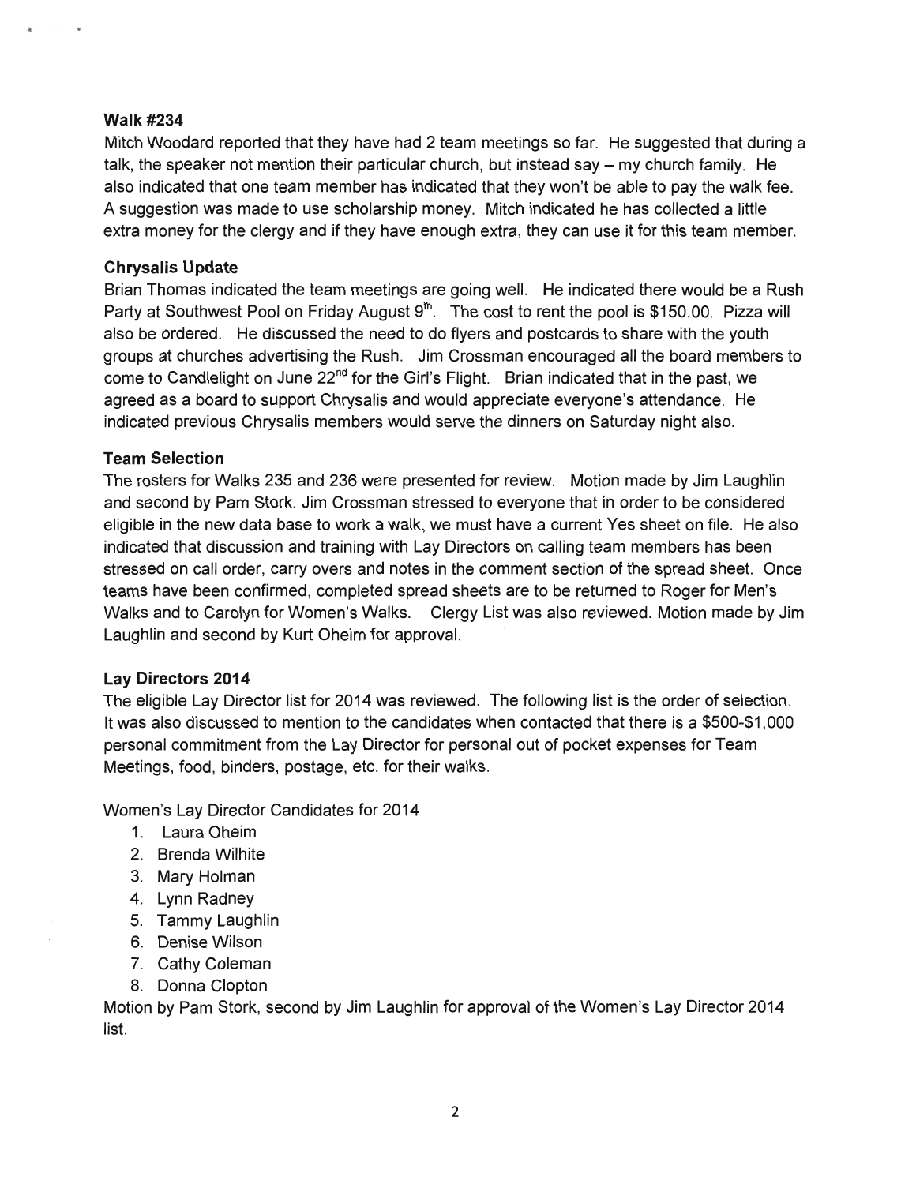**Walk #234**

Mitch Woodard reported that they have had 2 team meetings so far. He suggested that during a talk, the speaker not mention their particular church, but instead say – my church family. He also indicated that one team member has indicated that they won't be able to pay the walk fee. A suggestion was made to use scholarship money. Mitch indicated he has collected a little extra money for the clergy and if they have enough extra, they can use it for this team member.

**Chrysalis Update**

Brian Thomas indicated the team meetings are going well. He indicated there would be a Rush Party at Southwest Pool on Friday August 9th. The cost to rent the pool is $150.00. Pizza will also be ordered. He discussed the need to do flyers and postcards to share with the youth groups at churches advertising the Rush. Jim Crossman encouraged all the board members to come to Candlelight on June 22nd for the Girl's Flight. Brian indicated that in the past, we agreed as a board to support Chrysalis and would appreciate everyone's attendance. He indicated previous Chrysalis members would serve the dinners on Saturday night also.

**Team Selection**

The rosters for Walks 235 and 236 were presented for review. Motion made by Jim Laughlin and second by Pam Stork. Jim Crossman stressed to everyone that in order to be considered eligible in the new data base to work a walk, we must have a current Yes sheet on file. He also indicated that discussion and training with Lay Directors on calling team members has been stressed on call order, carry overs and notes in the comment section of the spread sheet. Once teams have been confirmed, completed spread sheets are to be returned to Roger for Men's Walks and to Carolyn for Women's Walks. Clergy List was also reviewed. Motion made by Jim Laughlin and second by Kurt Oheim for approval.

**Lay Directors 2014**

The eligible Lay Director list for 2014 was reviewed. The following list is the order of selection. It was also discussed to mention to the candidates when contacted that there is a $500-$1,000 personal commitment from the Lay Director for personal out of pocket expenses for Team Meetings, food, binders, postage, etc. for their walks.

Women's Lay Director Candidates for 2014

1. Laura Oheim
2. Brenda Wilhite
3. Mary Holman
4. Lynn Radney
5. Tammy Laughlin
6. Denise Wilson
7. Cathy Coleman
8. Donna Clopton

Motion by Pam Stork, second by Jim Laughlin for approval of the Women's Lay Director 2014 list.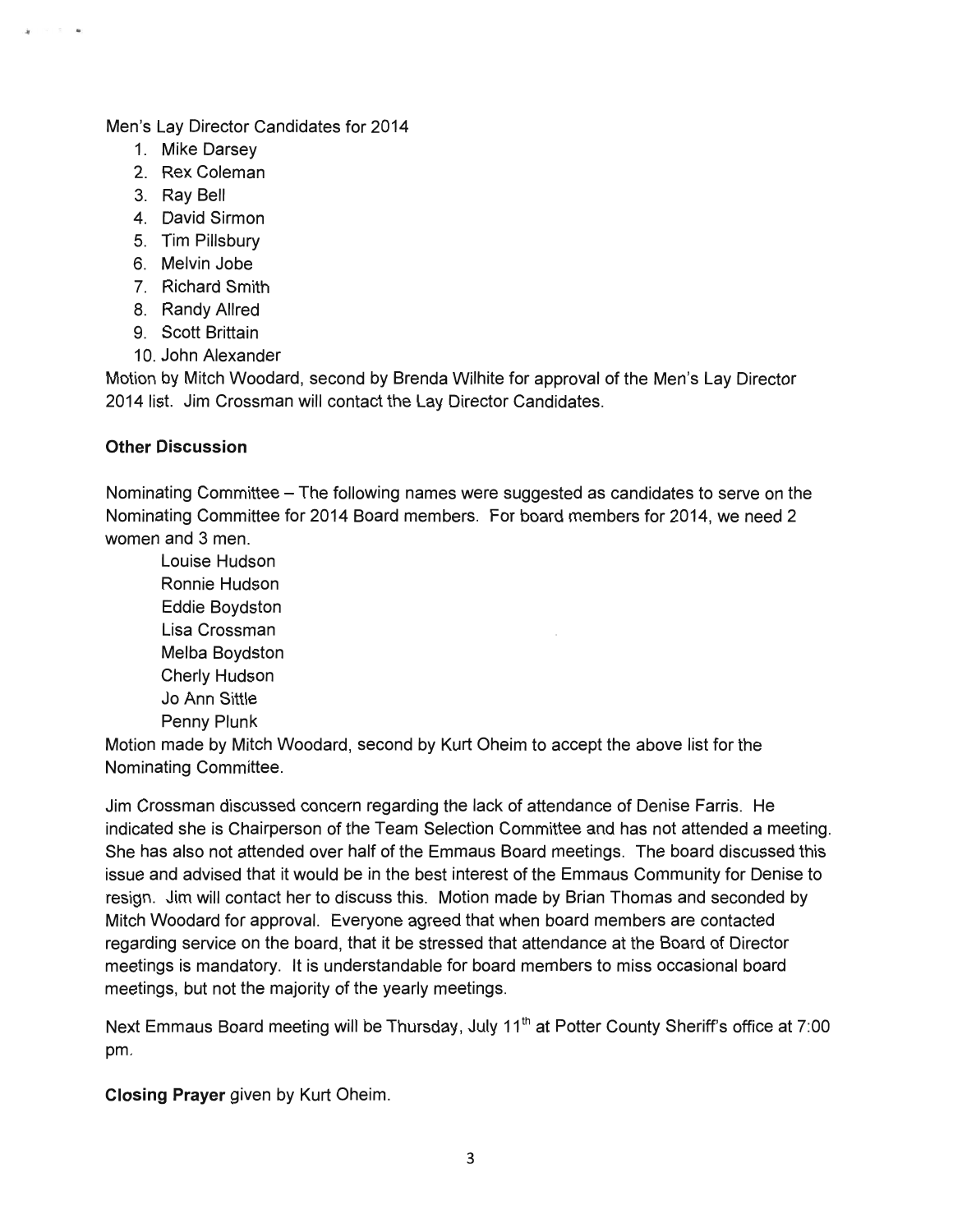Men's Lay Director Candidates for 2014

1. Mike Darsey
2. Rex Coleman
3. Ray Bell
4. David Sirmon
5. Tim Pillsbury
6. Melvin Jobe
7. Richard Smith
8. Randy Allred
9. Scott Brittain
10. John Alexander

Motion by Mitch Woodard, second by Brenda Wilhite for approval of the Men's Lay Director 2014 list. Jim Crossman will contact the Lay Director Candidates.

**Other Discussion**

Nominating Committee – The following names were suggested as candidates to serve on the Nominating Committee for 2014 Board members. For board members for 2014, we need 2 women and 3 men.

Louise Hudson
Ronnie Hudson
Eddie Boydston
Lisa Crossman
Melba Boydston
Cherly Hudson
Jo Ann Sittle
Penny Plunk

Motion made by Mitch Woodard, second by Kurt Oheim to accept the above list for the Nominating Committee.

Jim Crossman discussed concern regarding the lack of attendance of Denise Farris. He indicated she is Chairperson of the Team Selection Committee and has not attended a meeting. She has also not attended over half of the Emmaus Board meetings. The board discussed this issue and advised that it would be in the best interest of the Emmaus Community for Denise to resign. Jim will contact her to discuss this. Motion made by Brian Thomas and seconded by Mitch Woodard for approval. Everyone agreed that when board members are contacted regarding service on the board, that it be stressed that attendance at the Board of Director meetings is mandatory. It is understandable for board members to miss occasional board meetings, but not the majority of the yearly meetings.

Next Emmaus Board meeting will be Thursday, July 11th at Potter County Sheriff's office at 7:00 pm.

**Closing Prayer** given by Kurt Oheim.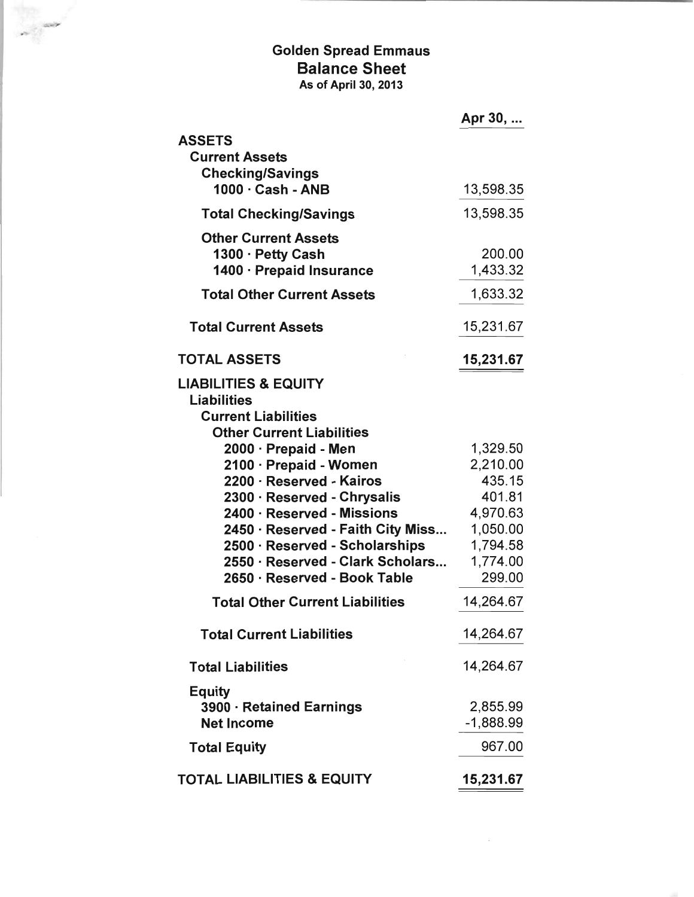# Golden Spread Emmaus

## Balance Sheet

**As of April 30, 2013**

| | Apr 30, ... |
|---|---|
| **ASSETS** | |
| **Current Assets** | |
| **Checking/Savings** | |
| **1000 · Cash - ANB** | 13,598.35 |
| **Total Checking/Savings** | 13,598.35 |
| **Other Current Assets** | |
| **1300 · Petty Cash** | 200.00 |
| **1400 · Prepaid Insurance** | 1,433.32 |
| **Total Other Current Assets** | 1,633.32 |
| **Total Current Assets** | 15,231.67 |
| **TOTAL ASSETS** | **15,231.67** |
| **LIABILITIES & EQUITY** | |
| **Liabilities** | |
| **Current Liabilities** | |
| **Other Current Liabilities** | |
| **2000 · Prepaid - Men** | 1,329.50 |
| **2100 · Prepaid - Women** | 2,210.00 |
| **2200 · Reserved - Kairos** | 435.15 |
| **2300 · Reserved - Chrysalis** | 401.81 |
| **2400 · Reserved - Missions** | 4,970.63 |
| **2450 · Reserved - Faith City Miss...** | 1,050.00 |
| **2500 · Reserved - Scholarships** | 1,794.58 |
| **2550 · Reserved - Clark Scholars...** | 1,774.00 |
| **2650 · Reserved - Book Table** | 299.00 |
| **Total Other Current Liabilities** | 14,264.67 |
| **Total Current Liabilities** | 14,264.67 |
| **Total Liabilities** | 14,264.67 |
| **Equity** | |
| **3900 · Retained Earnings** | 2,855.99 |
| **Net Income** | -1,888.99 |
| **Total Equity** | 967.00 |
| **TOTAL LIABILITIES & EQUITY** | **15,231.67** |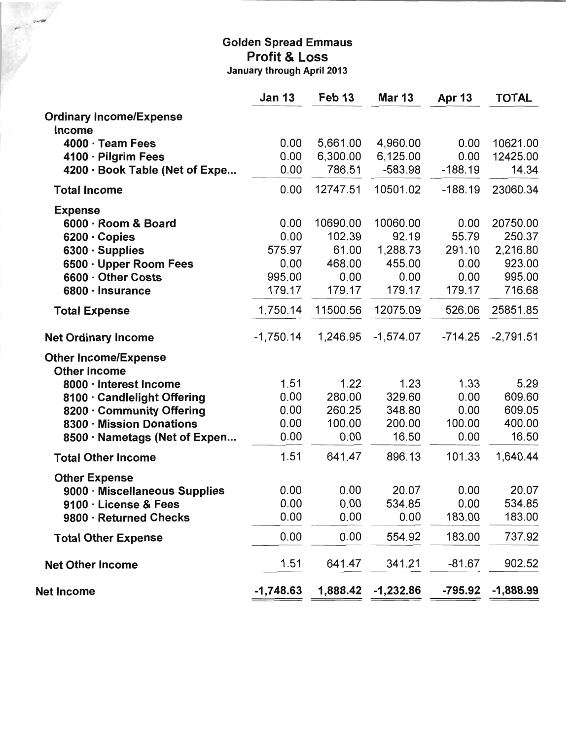# Golden Spread Emmaus

## Profit & Loss

### January through April 2013

| | Jan 13 | Feb 13 | Mar 13 | Apr 13 | TOTAL |
|---|---|---|---|---|---|
| **Ordinary Income/Expense** | | | | | |
| **Income** | | | | | |
| **4000 · Team Fees** | 0.00 | 5,661.00 | 4,960.00 | 0.00 | 10621.00 |
| **4100 · Pilgrim Fees** | 0.00 | 6,300.00 | 6,125.00 | 0.00 | 12425.00 |
| **4200 · Book Table (Net of Expe...** | 0.00 | 786.51 | -583.98 | -188.19 | 14.34 |
| **Total Income** | 0.00 | 12747.51 | 10501.02 | -188.19 | 23060.34 |
| **Expense** | | | | | |
| **6000 · Room & Board** | 0.00 | 10690.00 | 10060.00 | 0.00 | 20750.00 |
| **6200 · Copies** | 0.00 | 102.39 | 92.19 | 55.79 | 250.37 |
| **6300 · Supplies** | 575.97 | 61.00 | 1,288.73 | 291.10 | 2,216.80 |
| **6500 · Upper Room Fees** | 0.00 | 468.00 | 455.00 | 0.00 | 923.00 |
| **6600 · Other Costs** | 995.00 | 0.00 | 0.00 | 0.00 | 995.00 |
| **6800 · Insurance** | 179.17 | 179.17 | 179.17 | 179.17 | 716.68 |
| **Total Expense** | 1,750.14 | 11500.56 | 12075.09 | 526.06 | 25851.85 |
| **Net Ordinary Income** | -1,750.14 | 1,246.95 | -1,574.07 | -714.25 | -2,791.51 |
| **Other Income/Expense** | | | | | |
| **Other Income** | | | | | |
| **8000 · Interest Income** | 1.51 | 1.22 | 1.23 | 1.33 | 5.29 |
| **8100 · Candlelight Offering** | 0.00 | 280.00 | 329.60 | 0.00 | 609.60 |
| **8200 · Community Offering** | 0.00 | 260.25 | 348.80 | 0.00 | 609.05 |
| **8300 · Mission Donations** | 0.00 | 100.00 | 200.00 | 100.00 | 400.00 |
| **8500 · Nametags (Net of Expen...** | 0.00 | 0.00 | 16.50 | 0.00 | 16.50 |
| **Total Other Income** | 1.51 | 641.47 | 896.13 | 101.33 | 1,640.44 |
| **Other Expense** | | | | | |
| **9000 · Miscellaneous Supplies** | 0.00 | 0.00 | 20.07 | 0.00 | 20.07 |
| **9100 · License & Fees** | 0.00 | 0.00 | 534.85 | 0.00 | 534.85 |
| **9800 · Returned Checks** | 0.00 | 0.00 | 0.00 | 183.00 | 183.00 |
| **Total Other Expense** | 0.00 | 0.00 | 554.92 | 183.00 | 737.92 |
| **Net Other Income** | 1.51 | 641.47 | 341.21 | -81.67 | 902.52 |
| **Net Income** | **-1,748.63** | **1,888.42** | **-1,232.86** | **-795.92** | **-1,888.99** |